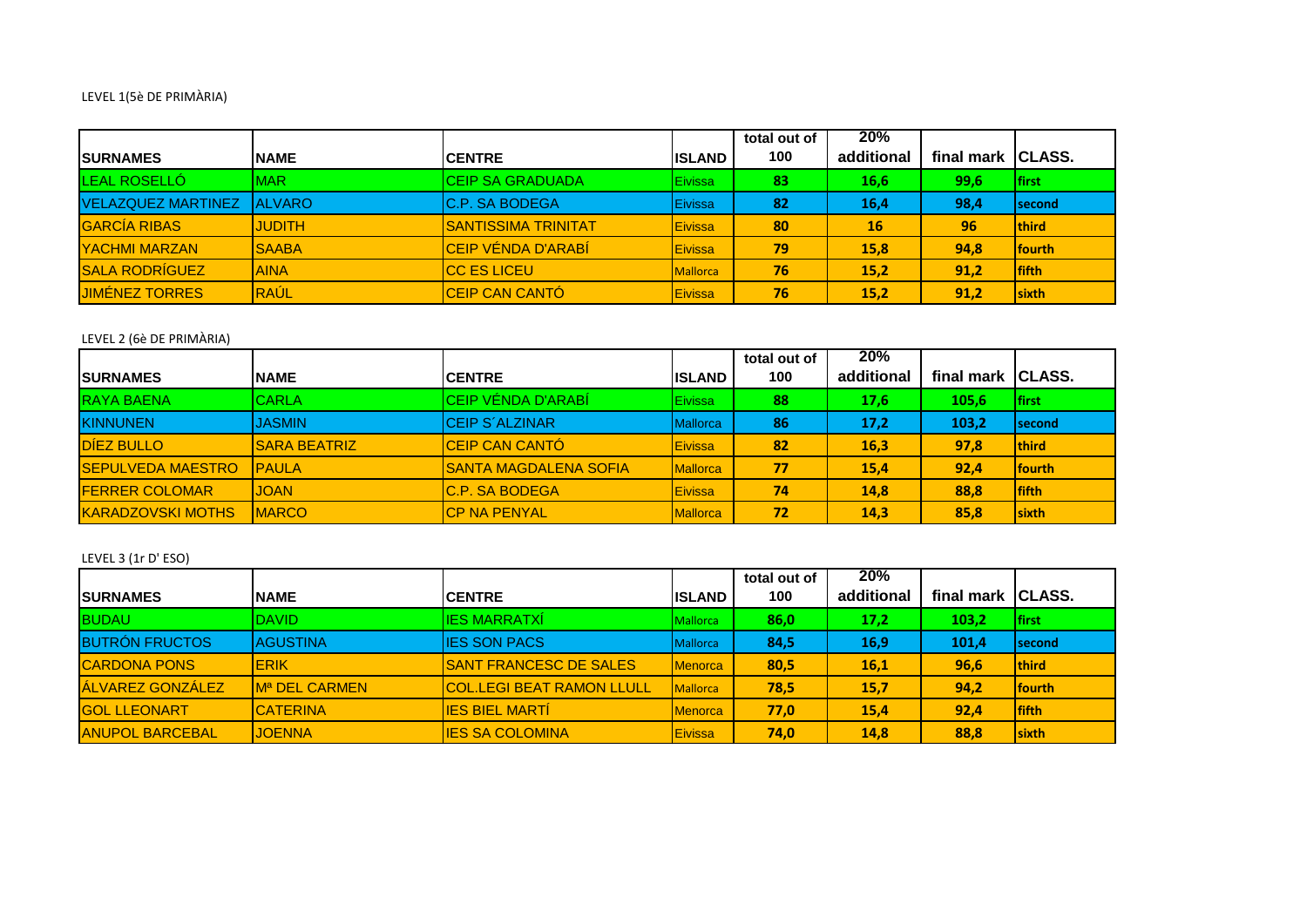LEVEL 1(5è DE PRIMÀRIA)

| SURNAMES | NAME | CENTRE | ISLAND | total out of 100 | 20% additional | final mark | CLASS. |
|---|---|---|---|---|---|---|---|
| LEAL ROSELLÓ | MAR | CEIP SA GRADUADA | Eivissa | 83 | 16,6 | 99,6 | first |
| VELAZQUEZ MARTINEZ | ALVARO | C.P. SA BODEGA | Eivissa | 82 | 16,4 | 98,4 | second |
| GARCÍA RIBAS | JUDITH | SANTISSIMA TRINITAT | Eivissa | 80 | 16 | 96 | third |
| YACHMI MARZAN | SAABA | CEIP VÉNDA D'ARABÍ | Eivissa | 79 | 15,8 | 94,8 | fourth |
| SALA RODRÍGUEZ | AINA | CC ES LICEU | Mallorca | 76 | 15,2 | 91,2 | fifth |
| JIMÉNEZ TORRES | RAÚL | CEIP CAN CANTÓ | Eivissa | 76 | 15,2 | 91,2 | sixth |

LEVEL 2 (6è DE PRIMÀRIA)

| SURNAMES | NAME | CENTRE | ISLAND | total out of 100 | 20% additional | final mark | CLASS. |
|---|---|---|---|---|---|---|---|
| RAYA BAENA | CARLA | CEIP VÉNDA D'ARABÍ | Eivissa | 88 | 17,6 | 105,6 | first |
| KINNUNEN | JASMIN | CEIP S´ALZINAR | Mallorca | 86 | 17,2 | 103,2 | second |
| DÍEZ BULLO | SARA BEATRIZ | CEIP CAN CANTÓ | Eivissa | 82 | 16,3 | 97,8 | third |
| SEPULVEDA MAESTRO | PAULA | SANTA MAGDALENA SOFIA | Mallorca | 77 | 15,4 | 92,4 | fourth |
| FERRER COLOMAR | JOAN | C.P. SA BODEGA | Eivissa | 74 | 14,8 | 88,8 | fifth |
| KARADZOVSKI MOTHS | MARCO | CP NA PENYAL | Mallorca | 72 | 14,3 | 85,8 | sixth |

LEVEL 3 (1r D' ESO)

| SURNAMES | NAME | CENTRE | ISLAND | total out of 100 | 20% additional | final mark | CLASS. |
|---|---|---|---|---|---|---|---|
| BUDAU | DAVID | IES MARRATXÍ | Mallorca | 86,0 | 17,2 | 103,2 | first |
| BUTRÓN FRUCTOS | AGUSTINA | IES SON PACS | Mallorca | 84,5 | 16,9 | 101,4 | second |
| CARDONA PONS | ERIK | SANT FRANCESC DE SALES | Menorca | 80,5 | 16,1 | 96,6 | third |
| ÁLVAREZ GONZÁLEZ | Mª DEL CARMEN | COL.LEGI BEAT RAMON LLULL | Mallorca | 78,5 | 15,7 | 94,2 | fourth |
| GOL LLEONART | CATERINA | IES BIEL MARTÍ | Menorca | 77,0 | 15,4 | 92,4 | fifth |
| ANUPOL BARCEBAL | JOENNA | IES SA COLOMINA | Eivissa | 74,0 | 14,8 | 88,8 | sixth |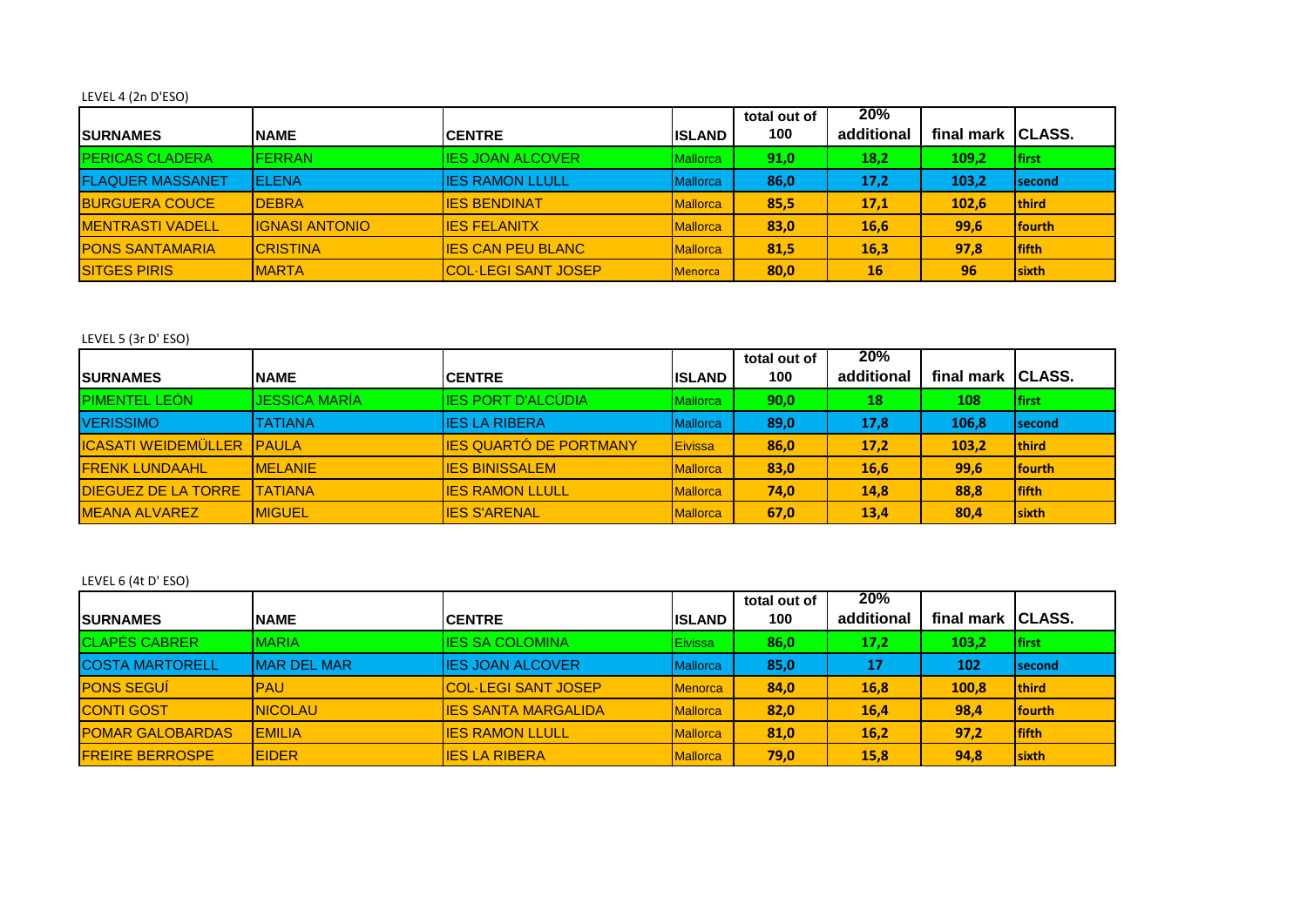LEVEL 4 (2n D'ESO)

| SURNAMES | NAME | CENTRE | ISLAND | total out of 100 | 20% additional | final mark | CLASS. |
|---|---|---|---|---|---|---|---|
| PERICAS CLADERA | FERRAN | IES JOAN ALCOVER | Mallorca | 91,0 | 18,2 | 109,2 | first |
| FLAQUER MASSANET | ELENA | IES RAMON LLULL | Mallorca | 86,0 | 17,2 | 103,2 | second |
| BURGUERA COUCE | DEBRA | IES BENDINAT | Mallorca | 85,5 | 17,1 | 102,6 | third |
| MENTRASTI VADELL | IGNASI ANTONIO | IES FELANITX | Mallorca | 83,0 | 16,6 | 99,6 | fourth |
| PONS SANTAMARIA | CRISTINA | IES CAN PEU BLANC | Mallorca | 81,5 | 16,3 | 97,8 | fifth |
| SITGES PIRIS | MARTA | COL·LEGI SANT JOSEP | Menorca | 80,0 | 16 | 96 | sixth |

LEVEL 5 (3r D' ESO)

| SURNAMES | NAME | CENTRE | ISLAND | total out of 100 | 20% additional | final mark | CLASS. |
|---|---|---|---|---|---|---|---|
| PIMENTEL LEÓN | JESSICA MARÍA | IES PORT D'ALCÚDIA | Mallorca | 90,0 | 18 | 108 | first |
| VERISSIMO | TATIANA | IES LA RIBERA | Mallorca | 89,0 | 17,8 | 106,8 | second |
| ICASATI WEIDEMÜLLER | PAULA | IES QUARTÓ DE PORTMANY | Eivissa | 86,0 | 17,2 | 103,2 | third |
| FRENK LUNDAAHL | MELANIE | IES BINISSALEM | Mallorca | 83,0 | 16,6 | 99,6 | fourth |
| DIEGUEZ DE LA TORRE | TATIANA | IES RAMON LLULL | Mallorca | 74,0 | 14,8 | 88,8 | fifth |
| MEANA ALVAREZ | MIGUEL | IES S'ARENAL | Mallorca | 67,0 | 13,4 | 80,4 | sixth |

LEVEL 6 (4t D' ESO)

| SURNAMES | NAME | CENTRE | ISLAND | total out of 100 | 20% additional | final mark | CLASS. |
|---|---|---|---|---|---|---|---|
| CLAPÉS CABRER | MARIA | IES SA COLOMINA | Eivissa | 86,0 | 17,2 | 103,2 | first |
| COSTA MARTORELL | MAR DEL MAR | IES JOAN ALCOVER | Mallorca | 85,0 | 17 | 102 | second |
| PONS SEGUÍ | PAU | COL·LEGI SANT JOSEP | Menorca | 84,0 | 16,8 | 100,8 | third |
| CONTI GOST | NICOLAU | IES SANTA MARGALIDA | Mallorca | 82,0 | 16,4 | 98,4 | fourth |
| POMAR GALOBARDAS | EMILIA | IES RAMON LLULL | Mallorca | 81,0 | 16,2 | 97,2 | fifth |
| FREIRE BERROSPE | EIDER | IES LA RIBERA | Mallorca | 79,0 | 15,8 | 94,8 | sixth |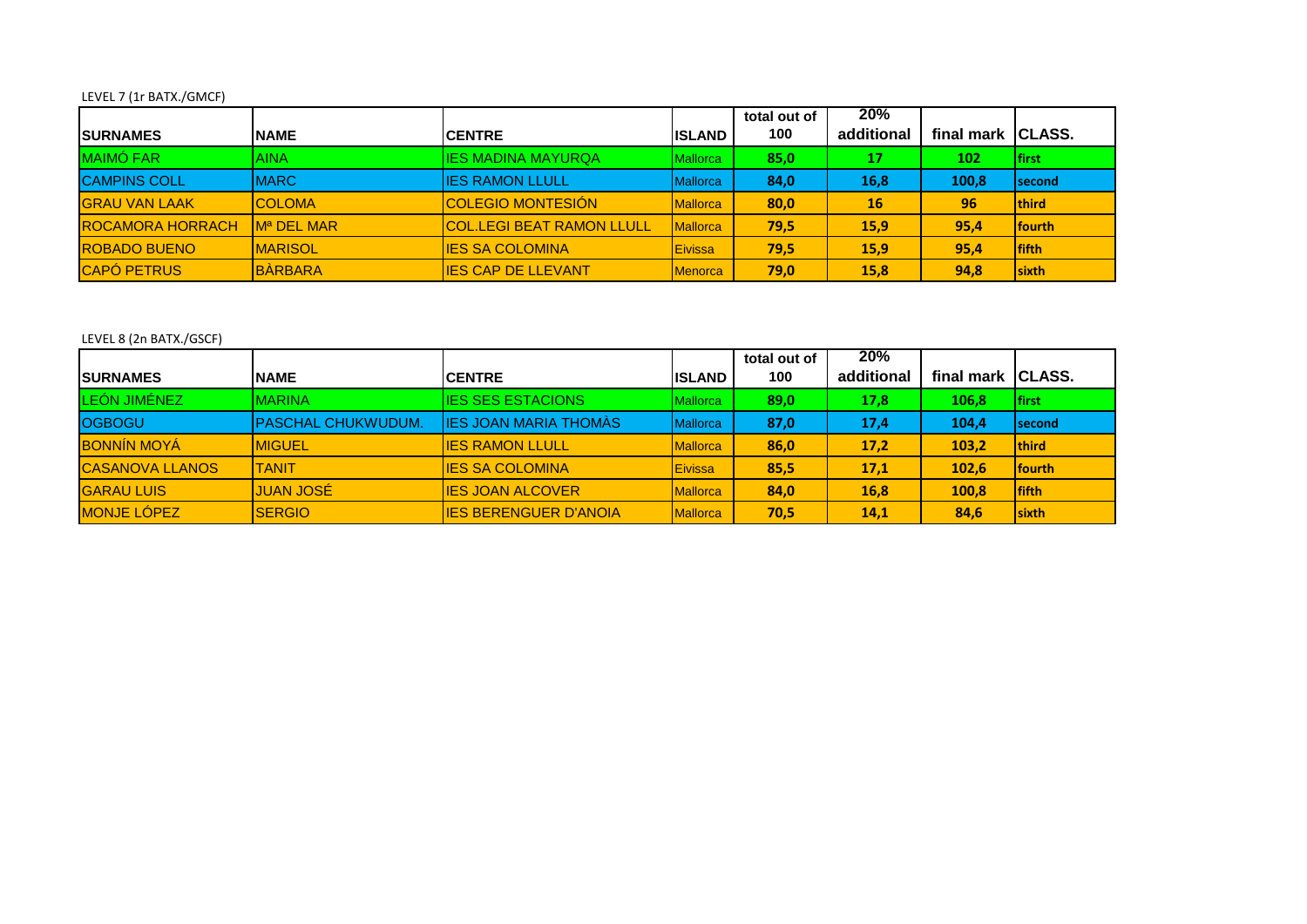LEVEL 7 (1r BATX./GMCF)

| SURNAMES | NAME | CENTRE | ISLAND | total out of 100 | 20% additional | final mark | CLASS. |
|---|---|---|---|---|---|---|---|
| MAIMÓ FAR | AINA | IES MADINA MAYURQA | Mallorca | 85,0 | 17 | 102 | first |
| CAMPINS COLL | MARC | IES RAMON LLULL | Mallorca | 84,0 | 16,8 | 100,8 | second |
| GRAU VAN LAAK | COLOMA | COLEGIO MONTESIÓN | Mallorca | 80,0 | 16 | 96 | third |
| ROCAMORA HORRACH | Mª DEL MAR | COL.LEGI BEAT RAMON LLULL | Mallorca | 79,5 | 15,9 | 95,4 | fourth |
| ROBADO BUENO | MARISOL | IES SA COLOMINA | Eivissa | 79,5 | 15,9 | 95,4 | fifth |
| CAPÓ PETRUS | BÀRBARA | IES CAP DE LLEVANT | Menorca | 79,0 | 15,8 | 94,8 | sixth |

LEVEL 8 (2n BATX./GSCF)

| SURNAMES | NAME | CENTRE | ISLAND | total out of 100 | 20% additional | final mark | CLASS. |
|---|---|---|---|---|---|---|---|
| LEÓN JIMÉNEZ | MARINA | IES SES ESTACIONS | Mallorca | 89,0 | 17,8 | 106,8 | first |
| OGBOGU | PASCHAL CHUKWUDUM. | IES JOAN MARIA THOMÀS | Mallorca | 87,0 | 17,4 | 104,4 | second |
| BONNÍN MOYÁ | MIGUEL | IES RAMON LLULL | Mallorca | 86,0 | 17,2 | 103,2 | third |
| CASANOVA LLANOS | TANIT | IES SA COLOMINA | Eivissa | 85,5 | 17,1 | 102,6 | fourth |
| GARAU LUIS | JUAN JOSÉ | IES JOAN ALCOVER | Mallorca | 84,0 | 16,8 | 100,8 | fifth |
| MONJE LÓPEZ | SERGIO | IES BERENGUER D'ANOIA | Mallorca | 70,5 | 14,1 | 84,6 | sixth |